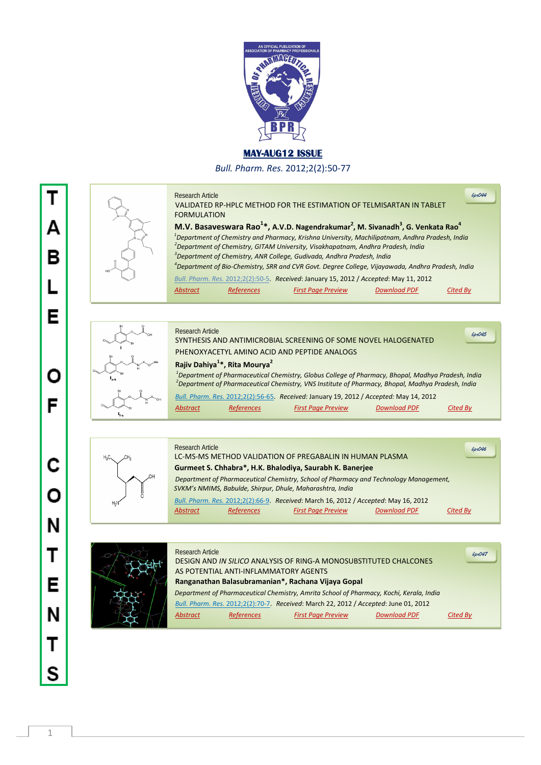MAY-AUG12 ISSUE

*Bull. Pharm. Res.* 2012;2(2):50-77

# TABLE OF CONTENTS

---

Research Article

bpr044

## VALIDATED RP-HPLC METHOD FOR THE ESTIMATION OF TELMISARTAN IN TABLET FORMULATION

**M.V. Basaveswara Rao[1]*, A.V.D. Nagendrakumar[2], M. Sivanadh[3], G. Venkata Rao[4]**

*[1]Department of Chemistry and Pharmacy, Krishna University, Machilipatnam, Andhra Pradesh, India*
*[2]Department of Chemistry, GITAM University, Visakhapatnam, Andhra Pradesh, India*
*[3]Department of Chemistry, ANR College, Gudivada, Andhra Pradesh, India*
*[4]Department of Bio-Chemistry, SRR and CVR Govt. Degree College, Vijayawada, Andhra Pradesh, India*

*Bull. Pharm. Res.* 2012;2(2):50-5. *Received*: January 15, 2012 / *Accepted*: May 11, 2012

Abstract | References | First Page Preview | Download PDF | Cited By

---

Research Article

bpr045

## SYNTHESIS AND ANTIMICROBIAL SCREENING OF SOME NOVEL HALOGENATED PHENOXYACETYL AMINO ACID AND PEPTIDE ANALOGS

**Rajiv Dahiya[1]*, Rita Mourya[2]**

*[1]Department of Pharmaceutical Chemistry, Globus College of Pharmacy, Bhopal, Madhya Pradesh, India*
*[2]Department of Pharmaceutical Chemistry, VNS Institute of Pharmacy, Bhopal, Madhya Pradesh, India*

*Bull. Pharm. Res.* 2012;2(2):56-65. *Received:* January 19, 2012 / *Accepted:* May 14, 2012

Abstract | References | First Page Preview | Download PDF | Cited By

---

Research Article

bpr046

## LC-MS-MS METHOD VALIDATION OF PREGABALIN IN HUMAN PLASMA

**Gurmeet S. Chhabra*, H.K. Bhalodiya, Saurabh K. Banerjee**

*Department of Pharmaceutical Chemistry, School of Pharmacy and Technology Management, SVKM's NMIMS, Babulde, Shirpur, Dhule, Maharashtra, India*

*Bull. Pharm. Res.* 2012;2(2):66-9. *Received*: March 16, 2012 / *Accepted*: May 16, 2012

Abstract | References | First Page Preview | Download PDF | Cited By

---

Research Article

bpr047

## DESIGN AND *IN SILICO* ANALYSIS OF RING-A MONOSUBSTITUTED CHALCONES AS POTENTIAL ANTI-INFLAMMATORY AGENTS

**Ranganathan Balasubramanian*, Rachana Vijaya Gopal**

*Department of Pharmaceutical Chemistry, Amrita School of Pharmacy, Kochi, Kerala, India*

*Bull. Pharm. Res.* 2012;2(2):70-7. *Received*: March 22, 2012 / *Accepted*: June 01, 2012

Abstract | References | First Page Preview | Download PDF | Cited By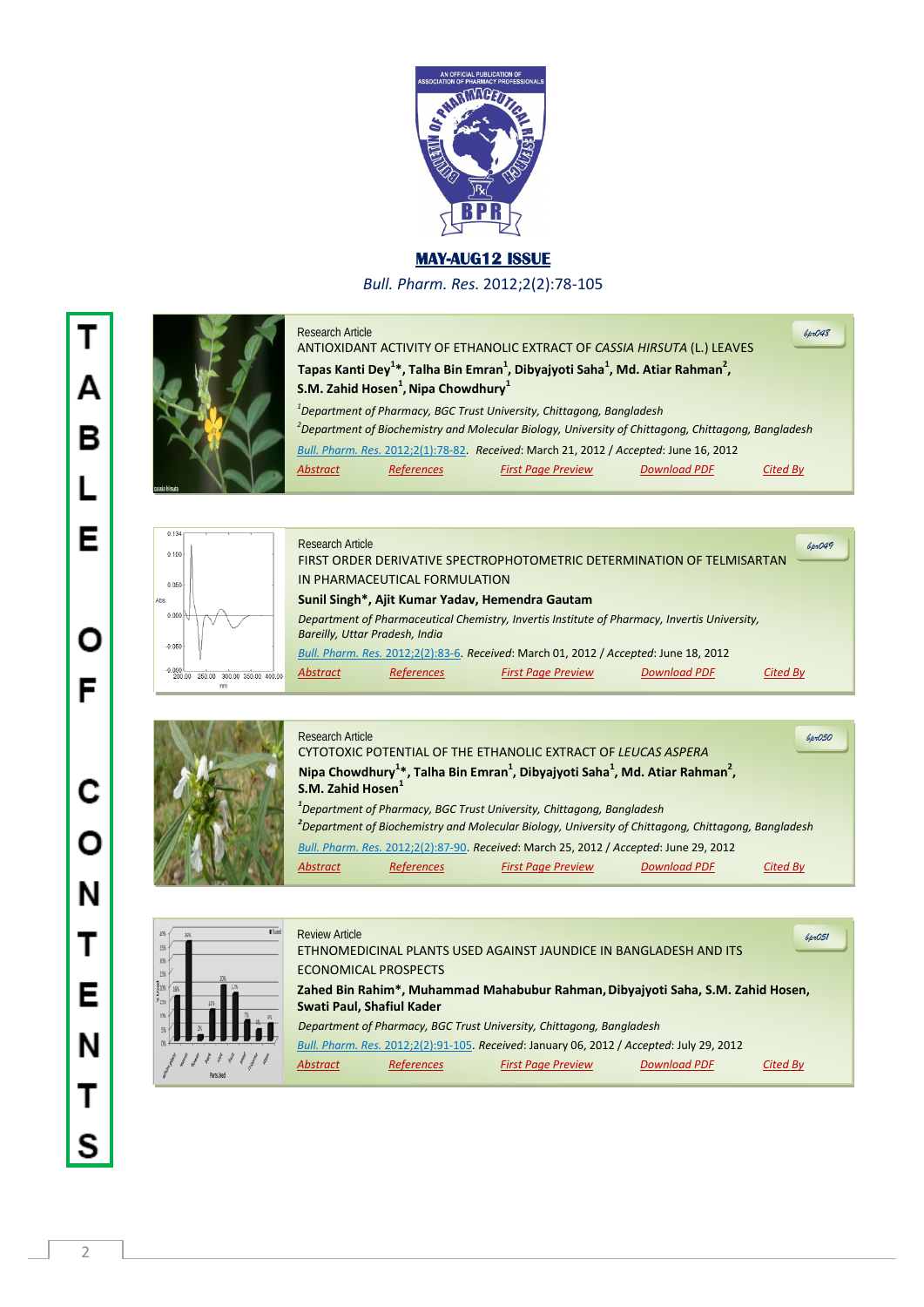# MAY-AUG12 ISSUE

*Bull. Pharm. Res.* 2012;2(2):78-105

# TABLE OF CONTENTS

---

Research Article

bpr048

ANTIOXIDANT ACTIVITY OF ETHANOLIC EXTRACT OF *CASSIA HIRSUTA* (L.) LEAVES

**Tapas Kanti Dey[1]*, Talha Bin Emran[1], Dibyajyoti Saha[1], Md. Atiar Rahman[2], S.M. Zahid Hosen[1], Nipa Chowdhury[1]**

*[1]Department of Pharmacy, BGC Trust University, Chittagong, Bangladesh*

*[2]Department of Biochemistry and Molecular Biology, University of Chittagong, Chittagong, Bangladesh*

*Bull. Pharm. Res.* 2012;2(1):78-82. *Received*: March 21, 2012 / *Accepted*: June 16, 2012

*Abstract* | *References* | *First Page Preview* | *Download PDF* | *Cited By*

---

Research Article

bpr049

FIRST ORDER DERIVATIVE SPECTROPHOTOMETRIC DETERMINATION OF TELMISARTAN IN PHARMACEUTICAL FORMULATION

**Sunil Singh*, Ajit Kumar Yadav, Hemendra Gautam**

*Department of Pharmaceutical Chemistry, Invertis Institute of Pharmacy, Invertis University, Bareilly, Uttar Pradesh, India*

*Bull. Pharm. Res.* 2012;2(2):83-6. *Received*: March 01, 2012 / *Accepted*: June 18, 2012

*Abstract* | *References* | *First Page Preview* | *Download PDF* | *Cited By*

---

Research Article

bpr050

CYTOTOXIC POTENTIAL OF THE ETHANOLIC EXTRACT OF *LEUCAS ASPERA*

**Nipa Chowdhury[1]*, Talha Bin Emran[1], Dibyajyoti Saha[1], Md. Atiar Rahman[2], S.M. Zahid Hosen[1]**

*[1]Department of Pharmacy, BGC Trust University, Chittagong, Bangladesh*

*[2]Department of Biochemistry and Molecular Biology, University of Chittagong, Chittagong, Bangladesh*

*Bull. Pharm. Res.* 2012;2(2):87-90. *Received*: March 25, 2012 / *Accepted*: June 29, 2012

*Abstract* | *References* | *First Page Preview* | *Download PDF* | *Cited By*

---

Review Article

bpr051

ETHNOMEDICINAL PLANTS USED AGAINST JAUNDICE IN BANGLADESH AND ITS ECONOMICAL PROSPECTS

**Zahed Bin Rahim*, Muhammad Mahabubur Rahman, Dibyajyoti Saha, S.M. Zahid Hosen, Swati Paul, Shafiul Kader**

*Department of Pharmacy, BGC Trust University, Chittagong, Bangladesh*

*Bull. Pharm. Res.* 2012;2(2):91-105. *Received*: January 06, 2012 / *Accepted*: July 29, 2012

*Abstract* | *References* | *First Page Preview* | *Download PDF* | *Cited By*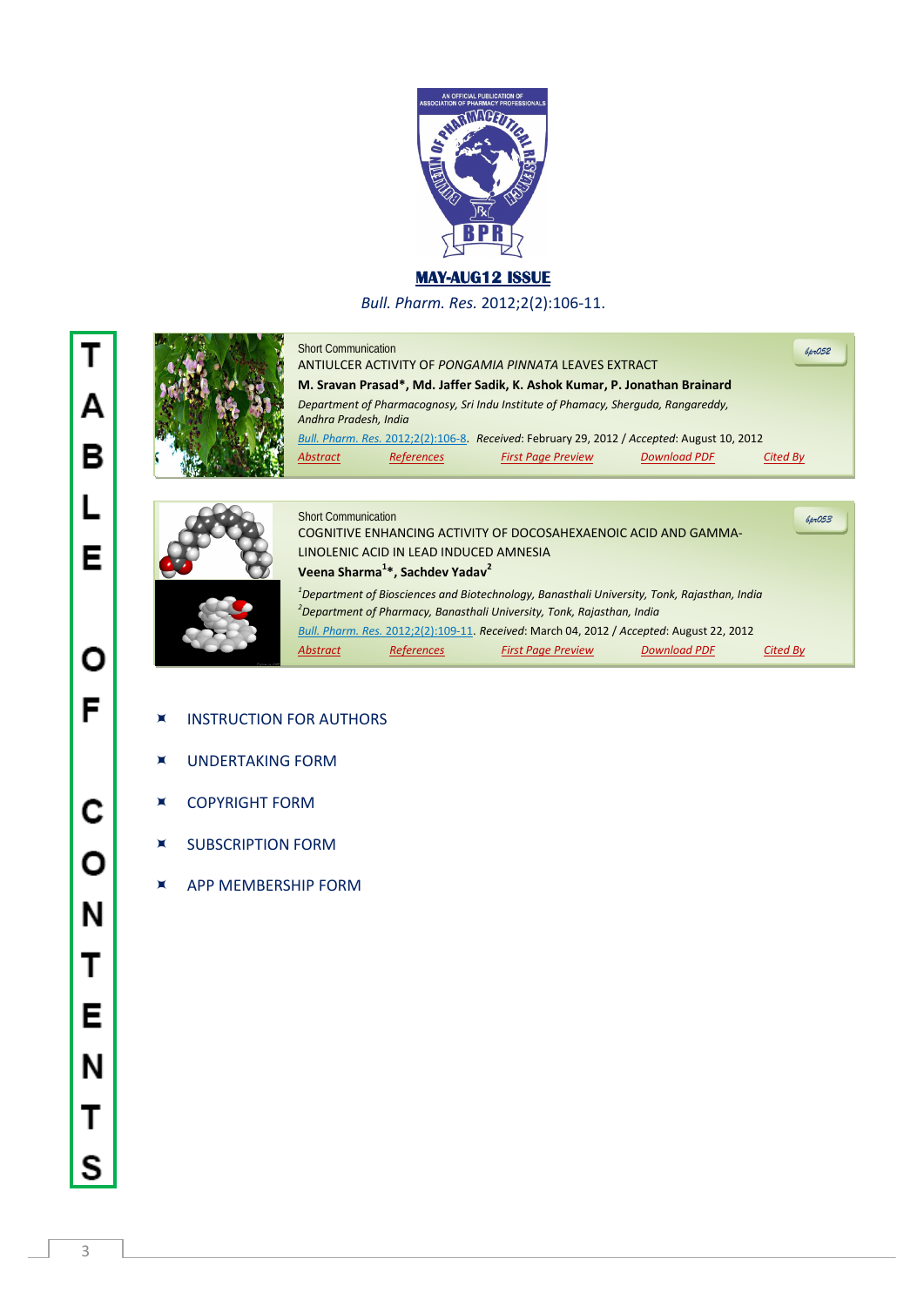MAY-AUG12 ISSUE

*Bull. Pharm. Res.* 2012;2(2):106-11.

# TABLE OF CONTENTS

Short Communication

bpr052

ANTIULCER ACTIVITY OF *PONGAMIA PINNATA* LEAVES EXTRACT

**M. Sravan Prasad*, Md. Jaffer Sadik, K. Ashok Kumar, P. Jonathan Brainard**

*Department of Pharmacognosy, Sri Indu Institute of Phamacy, Sherguda, Rangareddy, Andhra Pradesh, India*

*Bull. Pharm. Res.* 2012;2(2):106-8. *Received*: February 29, 2012 / *Accepted*: August 10, 2012

*Abstract* *References* *First Page Preview* *Download PDF* *Cited By*

Short Communication

bpr053

COGNITIVE ENHANCING ACTIVITY OF DOCOSAHEXAENOIC ACID AND GAMMA-LINOLENIC ACID IN LEAD INDUCED AMNESIA

**Veena Sharma[1]*, Sachdev Yadav[2]**

[1]*Department of Biosciences and Biotechnology, Banasthali University, Tonk, Rajasthan, India*

[2]*Department of Pharmacy, Banasthali University, Tonk, Rajasthan, India*

*Bull. Pharm. Res.* 2012;2(2):109-11. *Received*: March 04, 2012 / *Accepted*: August 22, 2012

*Abstract* *References* *First Page Preview* *Download PDF* *Cited By*

- INSTRUCTION FOR AUTHORS
- UNDERTAKING FORM
- COPYRIGHT FORM
- SUBSCRIPTION FORM
- APP MEMBERSHIP FORM